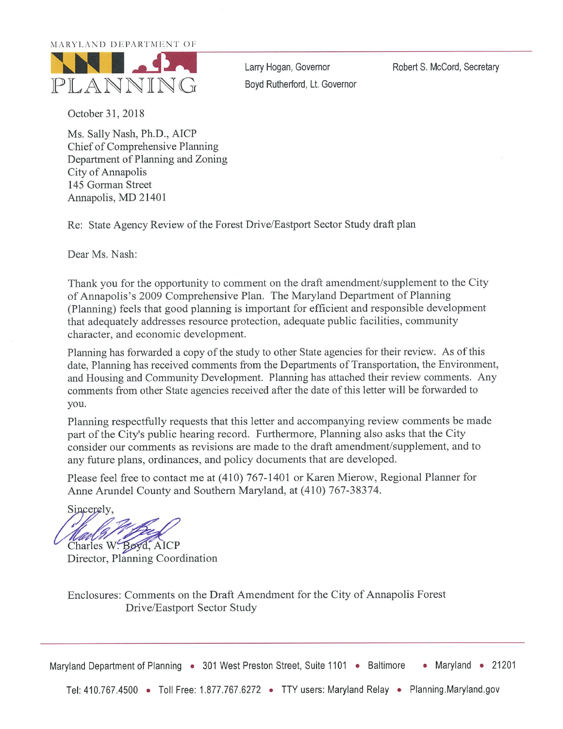MARYLAND DEPARTMENT OF

PLANNING

Larry Hogan, Governor
Boyd Rutherford, Lt. Governor

Robert S. McCord, Secretary

October 31, 2018

Ms. Sally Nash, Ph.D., AICP
Chief of Comprehensive Planning
Department of Planning and Zoning
City of Annapolis
145 Gorman Street
Annapolis, MD 21401

Re: State Agency Review of the Forest Drive/Eastport Sector Study draft plan

Dear Ms. Nash:

Thank you for the opportunity to comment on the draft amendment/supplement to the City of Annapolis's 2009 Comprehensive Plan. The Maryland Department of Planning (Planning) feels that good planning is important for efficient and responsible development that adequately addresses resource protection, adequate public facilities, community character, and economic development.

Planning has forwarded a copy of the study to other State agencies for their review. As of this date, Planning has received comments from the Departments of Transportation, the Environment, and Housing and Community Development. Planning has attached their review comments. Any comments from other State agencies received after the date of this letter will be forwarded to you.

Planning respectfully requests that this letter and accompanying review comments be made part of the City's public hearing record. Furthermore, Planning also asks that the City consider our comments as revisions are made to the draft amendment/supplement, and to any future plans, ordinances, and policy documents that are developed.

Please feel free to contact me at (410) 767-1401 or Karen Mierow, Regional Planner for Anne Arundel County and Southern Maryland, at (410) 767-38374.

Sincerely,

Charles W. Boyd, AICP
Director, Planning Coordination

Enclosures: Comments on the Draft Amendment for the City of Annapolis Forest Drive/Eastport Sector Study

Maryland Department of Planning • 301 West Preston Street, Suite 1101 • Baltimore • Maryland • 21201

Tel: 410.767.4500 • Toll Free: 1.877.767.6272 • TTY users: Maryland Relay • Planning.Maryland.gov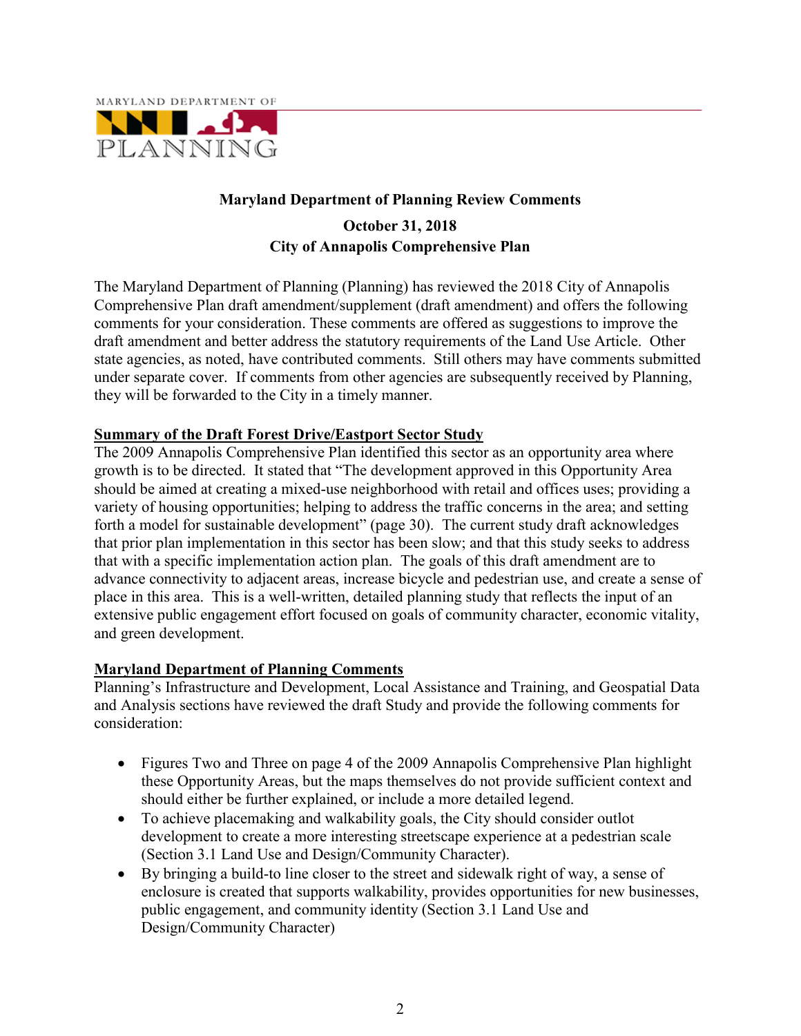MARYLAND DEPARTMENT OF

PLANNING

**Maryland Department of Planning Review Comments**

**October 31, 2018**
**City of Annapolis Comprehensive Plan**

The Maryland Department of Planning (Planning) has reviewed the 2018 City of Annapolis Comprehensive Plan draft amendment/supplement (draft amendment) and offers the following comments for your consideration. These comments are offered as suggestions to improve the draft amendment and better address the statutory requirements of the Land Use Article. Other state agencies, as noted, have contributed comments. Still others may have comments submitted under separate cover. If comments from other agencies are subsequently received by Planning, they will be forwarded to the City in a timely manner.

**Summary of the Draft Forest Drive/Eastport Sector Study**

The 2009 Annapolis Comprehensive Plan identified this sector as an opportunity area where growth is to be directed. It stated that "The development approved in this Opportunity Area should be aimed at creating a mixed-use neighborhood with retail and offices uses; providing a variety of housing opportunities; helping to address the traffic concerns in the area; and setting forth a model for sustainable development" (page 30). The current study draft acknowledges that prior plan implementation in this sector has been slow; and that this study seeks to address that with a specific implementation action plan. The goals of this draft amendment are to advance connectivity to adjacent areas, increase bicycle and pedestrian use, and create a sense of place in this area. This is a well-written, detailed planning study that reflects the input of an extensive public engagement effort focused on goals of community character, economic vitality, and green development.

**Maryland Department of Planning Comments**

Planning's Infrastructure and Development, Local Assistance and Training, and Geospatial Data and Analysis sections have reviewed the draft Study and provide the following comments for consideration:

- Figures Two and Three on page 4 of the 2009 Annapolis Comprehensive Plan highlight these Opportunity Areas, but the maps themselves do not provide sufficient context and should either be further explained, or include a more detailed legend.
- To achieve placemaking and walkability goals, the City should consider outlot development to create a more interesting streetscape experience at a pedestrian scale (Section 3.1 Land Use and Design/Community Character).
- By bringing a build-to line closer to the street and sidewalk right of way, a sense of enclosure is created that supports walkability, provides opportunities for new businesses, public engagement, and community identity (Section 3.1 Land Use and Design/Community Character)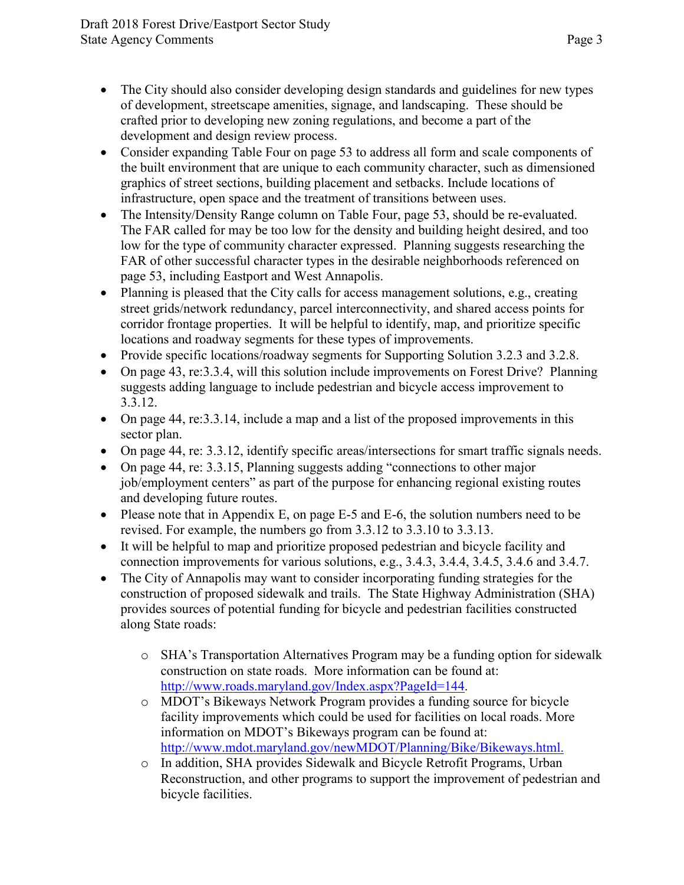- The City should also consider developing design standards and guidelines for new types of development, streetscape amenities, signage, and landscaping. These should be crafted prior to developing new zoning regulations, and become a part of the development and design review process.
- Consider expanding Table Four on page 53 to address all form and scale components of the built environment that are unique to each community character, such as dimensioned graphics of street sections, building placement and setbacks. Include locations of infrastructure, open space and the treatment of transitions between uses.
- The Intensity/Density Range column on Table Four, page 53, should be re-evaluated. The FAR called for may be too low for the density and building height desired, and too low for the type of community character expressed. Planning suggests researching the FAR of other successful character types in the desirable neighborhoods referenced on page 53, including Eastport and West Annapolis.
- Planning is pleased that the City calls for access management solutions, e.g., creating street grids/network redundancy, parcel interconnectivity, and shared access points for corridor frontage properties. It will be helpful to identify, map, and prioritize specific locations and roadway segments for these types of improvements.
- Provide specific locations/roadway segments for Supporting Solution 3.2.3 and 3.2.8.
- On page 43, re:3.3.4, will this solution include improvements on Forest Drive? Planning suggests adding language to include pedestrian and bicycle access improvement to 3.3.12.
- On page 44, re:3.3.14, include a map and a list of the proposed improvements in this sector plan.
- On page 44, re: 3.3.12, identify specific areas/intersections for smart traffic signals needs.
- On page 44, re: 3.3.15, Planning suggests adding "connections to other major job/employment centers" as part of the purpose for enhancing regional existing routes and developing future routes.
- Please note that in Appendix E, on page E-5 and E-6, the solution numbers need to be revised. For example, the numbers go from 3.3.12 to 3.3.10 to 3.3.13.
- It will be helpful to map and prioritize proposed pedestrian and bicycle facility and connection improvements for various solutions, e.g., 3.4.3, 3.4.4, 3.4.5, 3.4.6 and 3.4.7.
- The City of Annapolis may want to consider incorporating funding strategies for the construction of proposed sidewalk and trails. The State Highway Administration (SHA) provides sources of potential funding for bicycle and pedestrian facilities constructed along State roads:
  - SHA's Transportation Alternatives Program may be a funding option for sidewalk construction on state roads. More information can be found at: http://www.roads.maryland.gov/Index.aspx?PageId=144.
  - MDOT's Bikeways Network Program provides a funding source for bicycle facility improvements which could be used for facilities on local roads. More information on MDOT's Bikeways program can be found at: http://www.mdot.maryland.gov/newMDOT/Planning/Bike/Bikeways.html.
  - In addition, SHA provides Sidewalk and Bicycle Retrofit Programs, Urban Reconstruction, and other programs to support the improvement of pedestrian and bicycle facilities.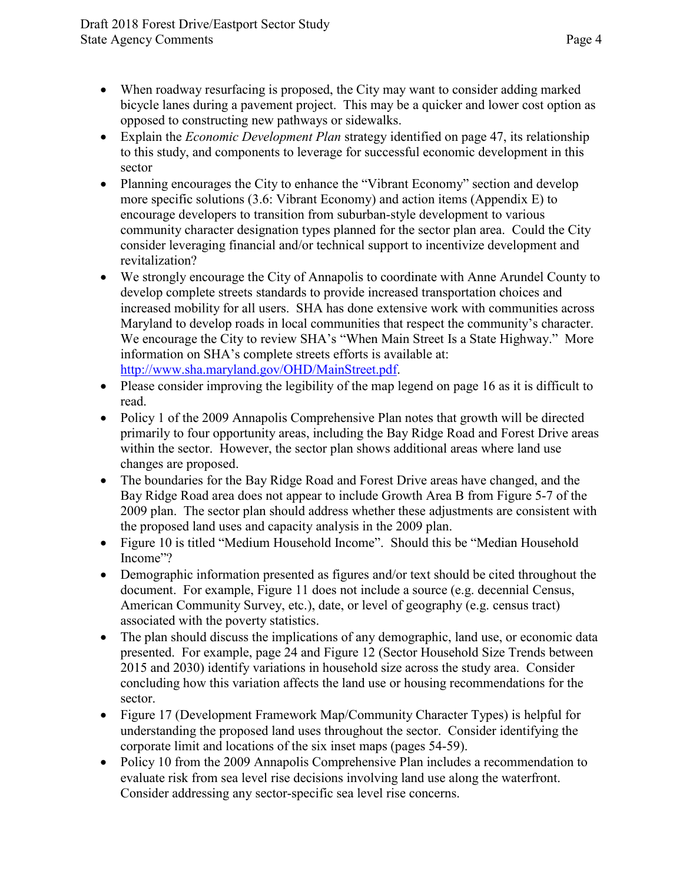- When roadway resurfacing is proposed, the City may want to consider adding marked bicycle lanes during a pavement project. This may be a quicker and lower cost option as opposed to constructing new pathways or sidewalks.
- Explain the *Economic Development Plan* strategy identified on page 47, its relationship to this study, and components to leverage for successful economic development in this sector
- Planning encourages the City to enhance the "Vibrant Economy" section and develop more specific solutions (3.6: Vibrant Economy) and action items (Appendix E) to encourage developers to transition from suburban-style development to various community character designation types planned for the sector plan area. Could the City consider leveraging financial and/or technical support to incentivize development and revitalization?
- We strongly encourage the City of Annapolis to coordinate with Anne Arundel County to develop complete streets standards to provide increased transportation choices and increased mobility for all users. SHA has done extensive work with communities across Maryland to develop roads in local communities that respect the community's character. We encourage the City to review SHA's "When Main Street Is a State Highway." More information on SHA's complete streets efforts is available at: [http://www.sha.maryland.gov/OHD/MainStreet.pdf](http://www.sha.maryland.gov/OHD/MainStreet.pdf).
- Please consider improving the legibility of the map legend on page 16 as it is difficult to read.
- Policy 1 of the 2009 Annapolis Comprehensive Plan notes that growth will be directed primarily to four opportunity areas, including the Bay Ridge Road and Forest Drive areas within the sector. However, the sector plan shows additional areas where land use changes are proposed.
- The boundaries for the Bay Ridge Road and Forest Drive areas have changed, and the Bay Ridge Road area does not appear to include Growth Area B from Figure 5-7 of the 2009 plan. The sector plan should address whether these adjustments are consistent with the proposed land uses and capacity analysis in the 2009 plan.
- Figure 10 is titled "Medium Household Income". Should this be "Median Household Income"?
- Demographic information presented as figures and/or text should be cited throughout the document. For example, Figure 11 does not include a source (e.g. decennial Census, American Community Survey, etc.), date, or level of geography (e.g. census tract) associated with the poverty statistics.
- The plan should discuss the implications of any demographic, land use, or economic data presented. For example, page 24 and Figure 12 (Sector Household Size Trends between 2015 and 2030) identify variations in household size across the study area. Consider concluding how this variation affects the land use or housing recommendations for the sector.
- Figure 17 (Development Framework Map/Community Character Types) is helpful for understanding the proposed land uses throughout the sector. Consider identifying the corporate limit and locations of the six inset maps (pages 54-59).
- Policy 10 from the 2009 Annapolis Comprehensive Plan includes a recommendation to evaluate risk from sea level rise decisions involving land use along the waterfront. Consider addressing any sector-specific sea level rise concerns.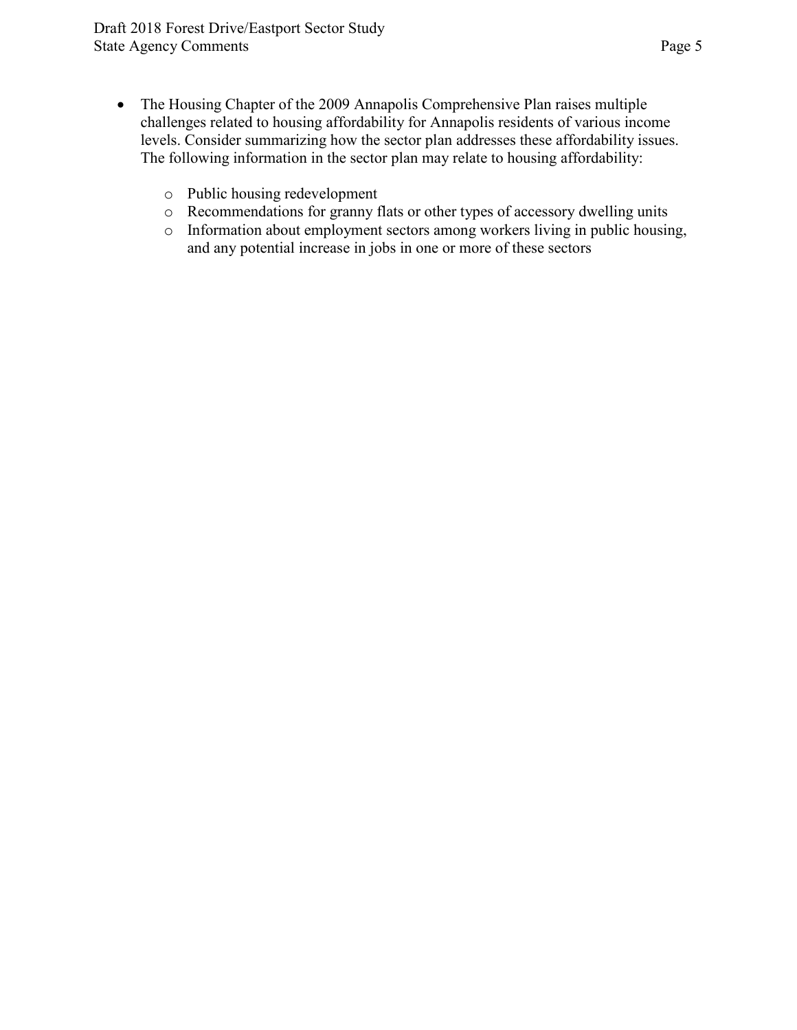- The Housing Chapter of the 2009 Annapolis Comprehensive Plan raises multiple challenges related to housing affordability for Annapolis residents of various income levels. Consider summarizing how the sector plan addresses these affordability issues. The following information in the sector plan may relate to housing affordability:
  - Public housing redevelopment
  - Recommendations for granny flats or other types of accessory dwelling units
  - Information about employment sectors among workers living in public housing, and any potential increase in jobs in one or more of these sectors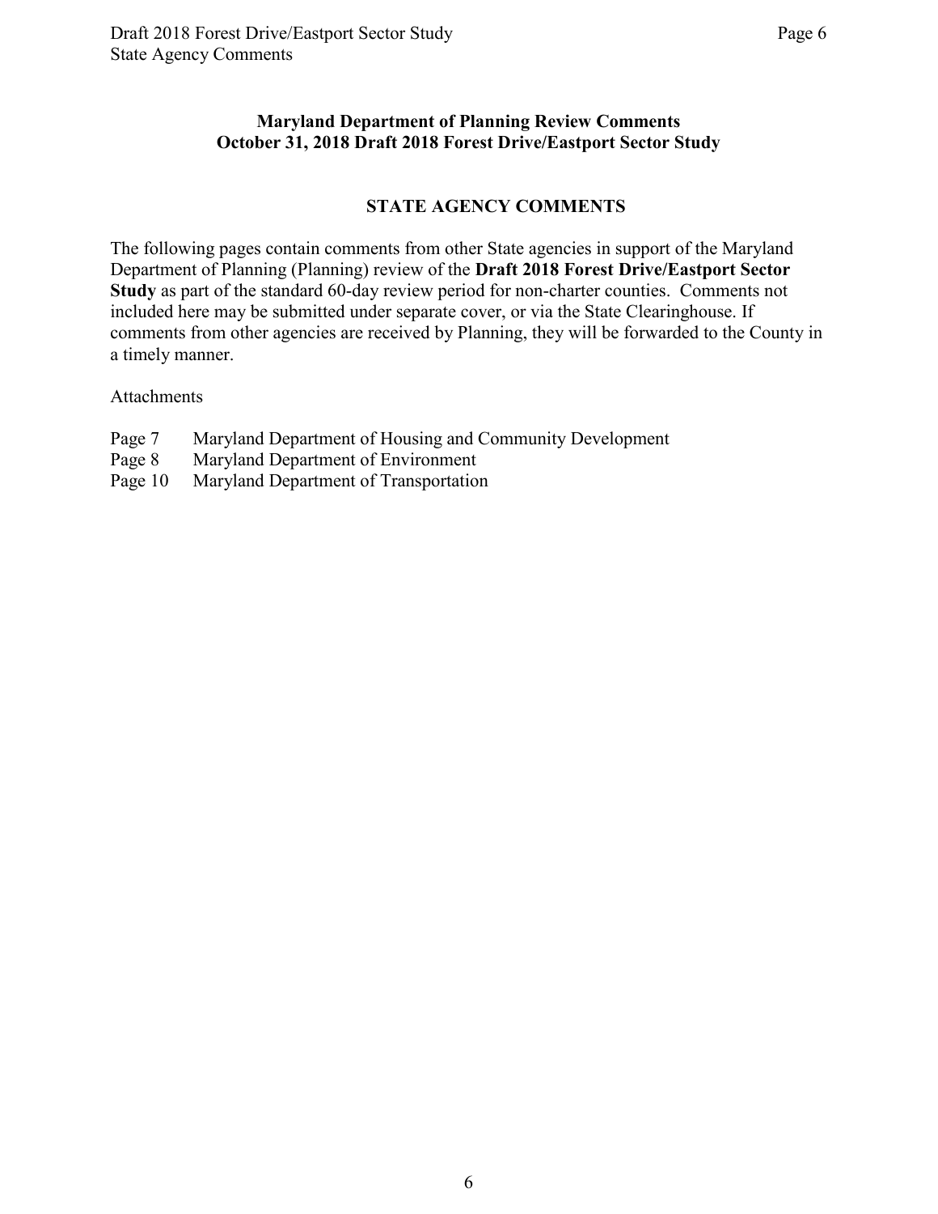**Maryland Department of Planning Review Comments**
**October 31, 2018 Draft 2018 Forest Drive/Eastport Sector Study**

## STATE AGENCY COMMENTS

The following pages contain comments from other State agencies in support of the Maryland Department of Planning (Planning) review of the **Draft 2018 Forest Drive/Eastport Sector Study** as part of the standard 60-day review period for non-charter counties. Comments not included here may be submitted under separate cover, or via the State Clearinghouse. If comments from other agencies are received by Planning, they will be forwarded to the County in a timely manner.

Attachments

Page 7 Maryland Department of Housing and Community Development
Page 8 Maryland Department of Environment
Page 10 Maryland Department of Transportation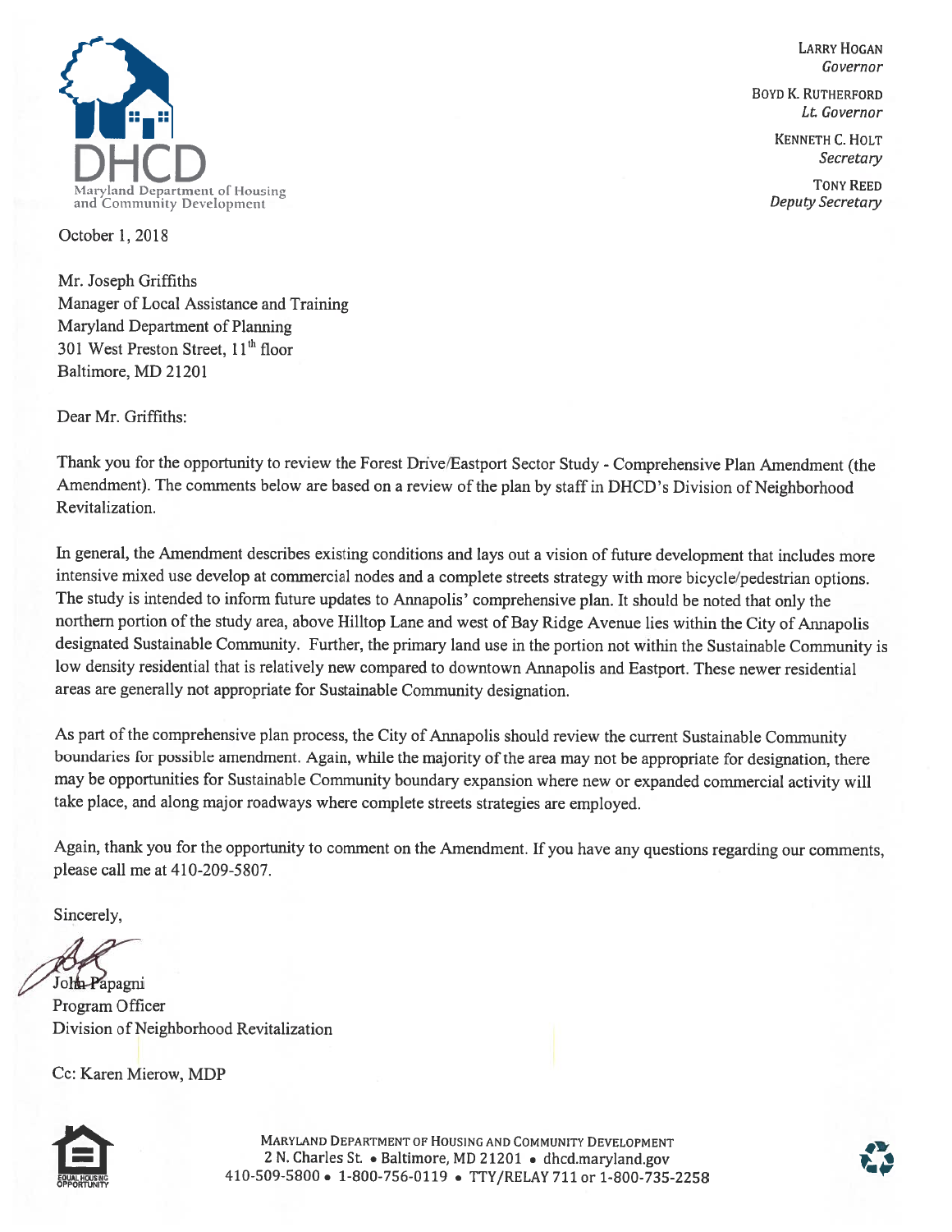DHCD

Maryland Department of Housing and Community Development

LARRY HOGAN
*Governor*

BOYD K. RUTHERFORD
*Lt. Governor*

KENNETH C. HOLT
*Secretary*

TONY REED
*Deputy Secretary*

October 1, 2018

Mr. Joseph Griffiths
Manager of Local Assistance and Training
Maryland Department of Planning
301 West Preston Street, 11th floor
Baltimore, MD 21201

Dear Mr. Griffiths:

Thank you for the opportunity to review the Forest Drive/Eastport Sector Study - Comprehensive Plan Amendment (the Amendment). The comments below are based on a review of the plan by staff in DHCD's Division of Neighborhood Revitalization.

In general, the Amendment describes existing conditions and lays out a vision of future development that includes more intensive mixed use develop at commercial nodes and a complete streets strategy with more bicycle/pedestrian options. The study is intended to inform future updates to Annapolis' comprehensive plan. It should be noted that only the northern portion of the study area, above Hilltop Lane and west of Bay Ridge Avenue lies within the City of Annapolis designated Sustainable Community. Further, the primary land use in the portion not within the Sustainable Community is low density residential that is relatively new compared to downtown Annapolis and Eastport. These newer residential areas are generally not appropriate for Sustainable Community designation.

As part of the comprehensive plan process, the City of Annapolis should review the current Sustainable Community boundaries for possible amendment. Again, while the majority of the area may not be appropriate for designation, there may be opportunities for Sustainable Community boundary expansion where new or expanded commercial activity will take place, and along major roadways where complete streets strategies are employed.

Again, thank you for the opportunity to comment on the Amendment. If you have any questions regarding our comments, please call me at 410-209-5807.

Sincerely,

John Papagni
Program Officer
Division of Neighborhood Revitalization

Cc: Karen Mierow, MDP

MARYLAND DEPARTMENT OF HOUSING AND COMMUNITY DEVELOPMENT
2 N. Charles St. • Baltimore, MD 21201 • dhcd.maryland.gov
410-509-5800 • 1-800-756-0119 • TTY/RELAY 711 or 1-800-735-2258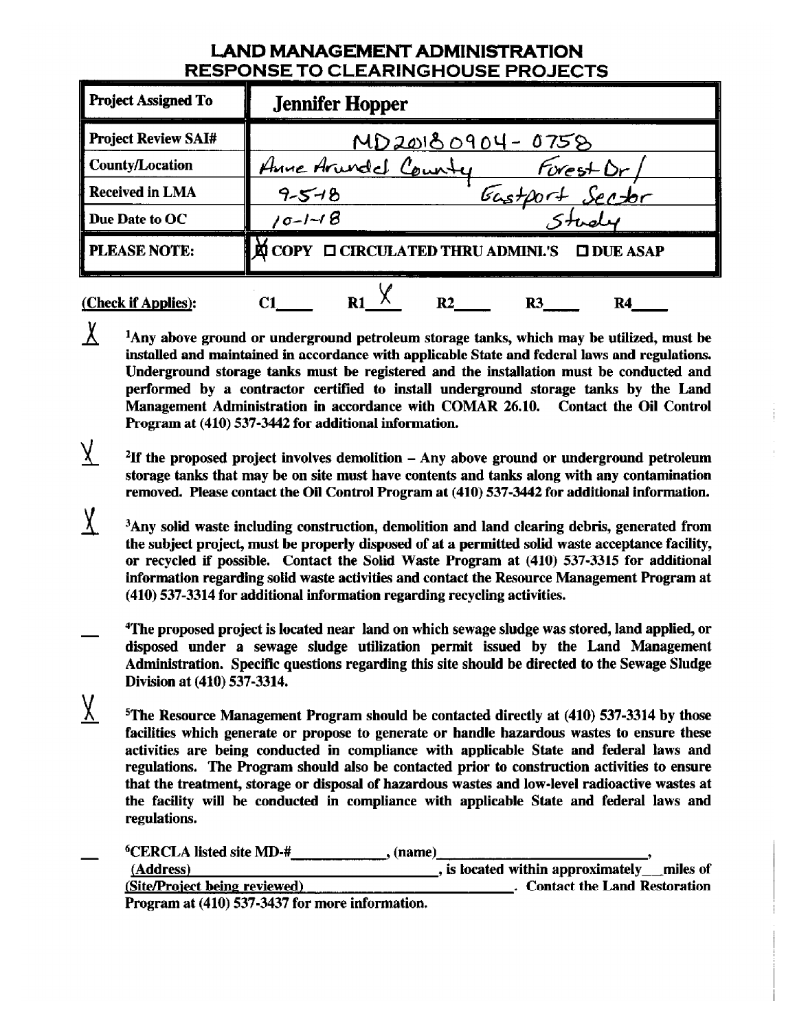# LAND MANAGEMENT ADMINISTRATION
## RESPONSE TO CLEARINGHOUSE PROJECTS

| Project Assigned To | Jennifer Hopper |
|---|---|
| Project Review SAI# | MD20180904-0758 |
| County/Location | Anne Arundel County Forest Dr / Eastport Sector Study |
| Received in LMA | 9-5-18 |
| Due Date to OC | 10-1-18 |
| PLEASE NOTE: | ☒ COPY ☐ CIRCULATED THRU ADMINI.'S ☐ DUE ASAP |

**(Check if Applies):** C1\_\_\_\_ R1 X R2\_\_\_\_ R3\_\_\_\_ R4\_\_\_\_

X [1]**Any above ground or underground petroleum storage tanks, which may be utilized, must be installed and maintained in accordance with applicable State and federal laws and regulations. Underground storage tanks must be registered and the installation must be conducted and performed by a contractor certified to install underground storage tanks by the Land Management Administration in accordance with COMAR 26.10. Contact the Oil Control Program at (410) 537-3442 for additional information.**

X [2]**If the proposed project involves demolition – Any above ground or underground petroleum storage tanks that may be on site must have contents and tanks along with any contamination removed. Please contact the Oil Control Program at (410) 537-3442 for additional information.**

X [3]**Any solid waste including construction, demolition and land clearing debris, generated from the subject project, must be properly disposed of at a permitted solid waste acceptance facility, or recycled if possible. Contact the Solid Waste Program at (410) 537-3315 for additional information regarding solid waste activities and contact the Resource Management Program at (410) 537-3314 for additional information regarding recycling activities.**

\_\_ [4]**The proposed project is located near land on which sewage sludge was stored, land applied, or disposed under a sewage sludge utilization permit issued by the Land Management Administration. Specific questions regarding this site should be directed to the Sewage Sludge Division at (410) 537-3314.**

X [5]**The Resource Management Program should be contacted directly at (410) 537-3314 by those facilities which generate or propose to generate or handle hazardous wastes to ensure these activities are being conducted in compliance with applicable State and federal laws and regulations. The Program should also be contacted prior to construction activities to ensure that the treatment, storage or disposal of hazardous wastes and low-level radioactive wastes at the facility will be conducted in compliance with applicable State and federal laws and regulations.**

\_\_ [6]**CERCLA listed site MD-#\_\_\_\_\_\_\_\_\_\_\_\_, (name)\_\_\_\_\_\_\_\_\_\_\_\_\_\_\_\_\_\_\_\_\_\_\_\_\_\_, (Address)\_\_\_\_\_\_\_\_\_\_\_\_\_\_\_\_\_\_\_\_\_\_\_\_\_\_\_\_\_\_\_, is located within approximately\_\_\_miles of (Site/Project being reviewed)\_\_\_\_\_\_\_\_\_\_\_\_\_\_\_\_\_\_\_\_\_\_\_\_\_\_\_. Contact the Land Restoration Program at (410) 537-3437 for more information.**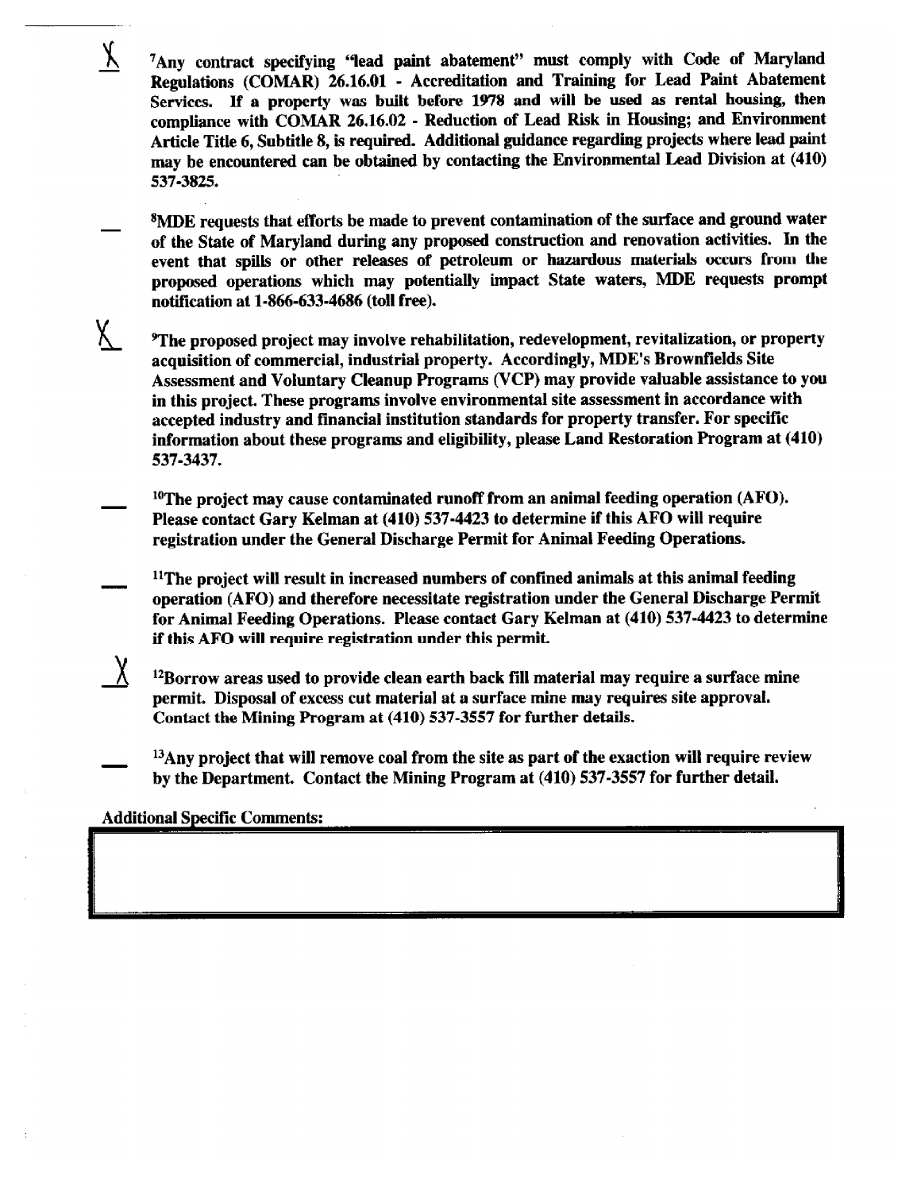X [7]Any contract specifying "lead paint abatement" must comply with Code of Maryland Regulations (COMAR) 26.16.01 - Accreditation and Training for Lead Paint Abatement Services. If a property was built before 1978 and will be used as rental housing, then compliance with COMAR 26.16.02 - Reduction of Lead Risk in Housing; and Environment Article Title 6, Subtitle 8, is required. Additional guidance regarding projects where lead paint may be encountered can be obtained by contacting the Environmental Lead Division at (410) 537-3825.

\_ [8]MDE requests that efforts be made to prevent contamination of the surface and ground water of the State of Maryland during any proposed construction and renovation activities. In the event that spills or other releases of petroleum or hazardous materials occurs from the proposed operations which may potentially impact State waters, MDE requests prompt notification at 1-866-633-4686 (toll free).

X [9]The proposed project may involve rehabilitation, redevelopment, revitalization, or property acquisition of commercial, industrial property. Accordingly, MDE's Brownfields Site Assessment and Voluntary Cleanup Programs (VCP) may provide valuable assistance to you in this project. These programs involve environmental site assessment in accordance with accepted industry and financial institution standards for property transfer. For specific information about these programs and eligibility, please Land Restoration Program at (410) 537-3437.

\_ [10]The project may cause contaminated runoff from an animal feeding operation (AFO). Please contact Gary Kelman at (410) 537-4423 to determine if this AFO will require registration under the General Discharge Permit for Animal Feeding Operations.

\_ [11]The project will result in increased numbers of confined animals at this animal feeding operation (AFO) and therefore necessitate registration under the General Discharge Permit for Animal Feeding Operations. Please contact Gary Kelman at (410) 537-4423 to determine if this AFO will require registration under this permit.

X [12]Borrow areas used to provide clean earth back fill material may require a surface mine permit. Disposal of excess cut material at a surface mine may requires site approval. Contact the Mining Program at (410) 537-3557 for further details.

\_ [13]Any project that will remove coal from the site as part of the exaction will require review by the Department. Contact the Mining Program at (410) 537-3557 for further detail.

Additional Specific Comments: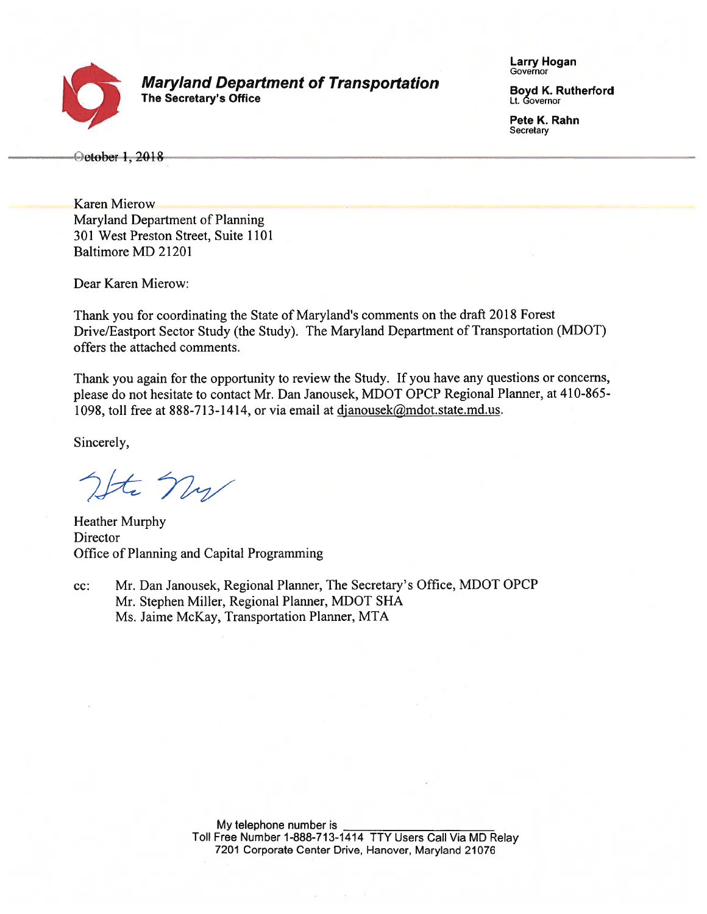**Maryland Department of Transportation**
**The Secretary's Office**

**Larry Hogan**
Governor

**Boyd K. Rutherford**
Lt. Governor

**Pete K. Rahn**
Secretary

October 1, 2018

Karen Mierow
Maryland Department of Planning
301 West Preston Street, Suite 1101
Baltimore MD 21201

Dear Karen Mierow:

Thank you for coordinating the State of Maryland's comments on the draft 2018 Forest Drive/Eastport Sector Study (the Study). The Maryland Department of Transportation (MDOT) offers the attached comments.

Thank you again for the opportunity to review the Study. If you have any questions or concerns, please do not hesitate to contact Mr. Dan Janousek, MDOT OPCP Regional Planner, at 410-865-1098, toll free at 888-713-1414, or via email at djanousek@mdot.state.md.us.

Sincerely,

Heather Murphy
Director
Office of Planning and Capital Programming

cc: Mr. Dan Janousek, Regional Planner, The Secretary's Office, MDOT OPCP
Mr. Stephen Miller, Regional Planner, MDOT SHA
Ms. Jaime McKay, Transportation Planner, MTA

My telephone number is \_\_\_\_\_\_\_\_\_\_\_\_\_\_\_\_\_\_\_\_\_\_\_\_
Toll Free Number 1-888-713-1414 TTY Users Call Via MD Relay
7201 Corporate Center Drive, Hanover, Maryland 21076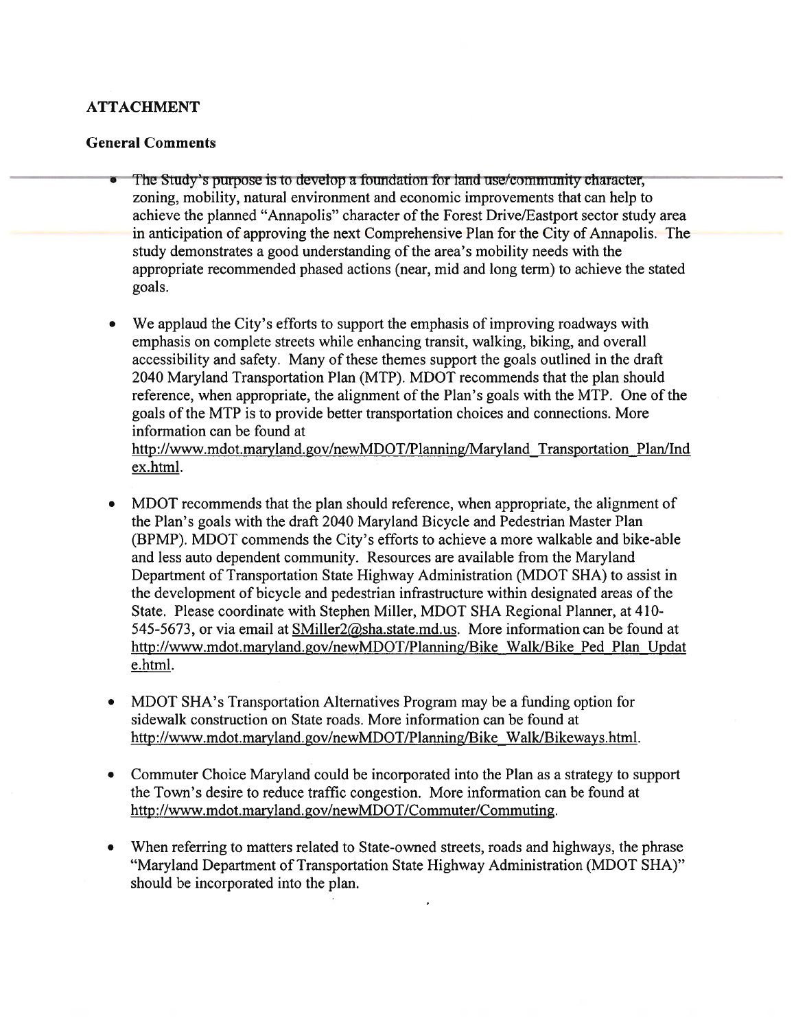## ATTACHMENT

### General Comments

- The Study's purpose is to develop a foundation for land use/community character, zoning, mobility, natural environment and economic improvements that can help to achieve the planned "Annapolis" character of the Forest Drive/Eastport sector study area in anticipation of approving the next Comprehensive Plan for the City of Annapolis. The study demonstrates a good understanding of the area's mobility needs with the appropriate recommended phased actions (near, mid and long term) to achieve the stated goals.

- We applaud the City's efforts to support the emphasis of improving roadways with emphasis on complete streets while enhancing transit, walking, biking, and overall accessibility and safety. Many of these themes support the goals outlined in the draft 2040 Maryland Transportation Plan (MTP). MDOT recommends that the plan should reference, when appropriate, the alignment of the Plan's goals with the MTP. One of the goals of the MTP is to provide better transportation choices and connections. More information can be found at http://www.mdot.maryland.gov/newMDOT/Planning/Maryland_Transportation_Plan/Index.html.

- MDOT recommends that the plan should reference, when appropriate, the alignment of the Plan's goals with the draft 2040 Maryland Bicycle and Pedestrian Master Plan (BPMP). MDOT commends the City's efforts to achieve a more walkable and bike-able and less auto dependent community. Resources are available from the Maryland Department of Transportation State Highway Administration (MDOT SHA) to assist in the development of bicycle and pedestrian infrastructure within designated areas of the State. Please coordinate with Stephen Miller, MDOT SHA Regional Planner, at 410-545-5673, or via email at SMiller2@sha.state.md.us. More information can be found at http://www.mdot.maryland.gov/newMDOT/Planning/Bike_Walk/Bike_Ped_Plan_Update.html.

- MDOT SHA's Transportation Alternatives Program may be a funding option for sidewalk construction on State roads. More information can be found at http://www.mdot.maryland.gov/newMDOT/Planning/Bike_Walk/Bikeways.html.

- Commuter Choice Maryland could be incorporated into the Plan as a strategy to support the Town's desire to reduce traffic congestion. More information can be found at http://www.mdot.maryland.gov/newMDOT/Commuter/Commuting.

- When referring to matters related to State-owned streets, roads and highways, the phrase "Maryland Department of Transportation State Highway Administration (MDOT SHA)" should be incorporated into the plan.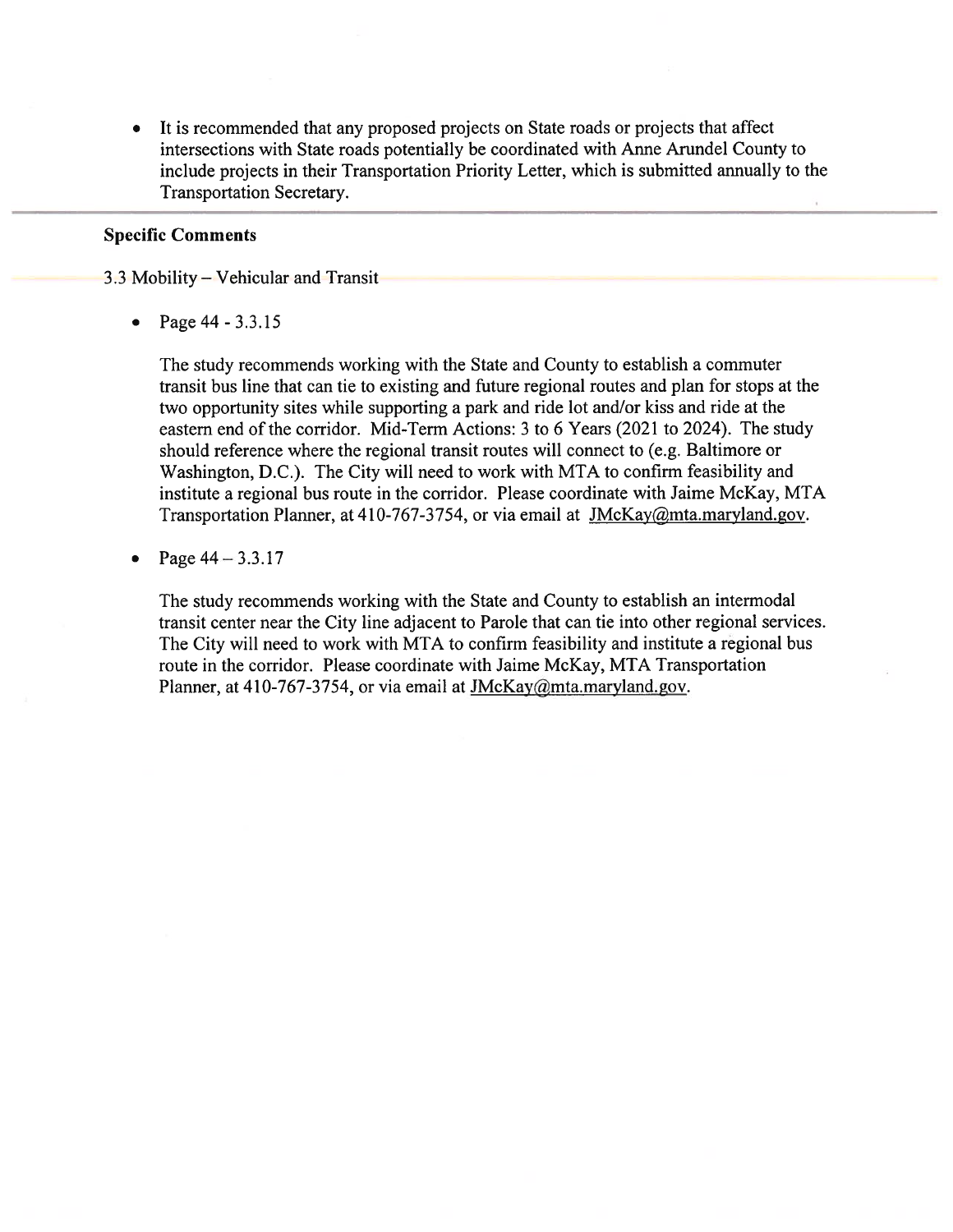- It is recommended that any proposed projects on State roads or projects that affect intersections with State roads potentially be coordinated with Anne Arundel County to include projects in their Transportation Priority Letter, which is submitted annually to the Transportation Secretary.

**Specific Comments**

3.3 Mobility – Vehicular and Transit

- Page 44 - 3.3.15

  The study recommends working with the State and County to establish a commuter transit bus line that can tie to existing and future regional routes and plan for stops at the two opportunity sites while supporting a park and ride lot and/or kiss and ride at the eastern end of the corridor. Mid-Term Actions: 3 to 6 Years (2021 to 2024). The study should reference where the regional transit routes will connect to (e.g. Baltimore or Washington, D.C.). The City will need to work with MTA to confirm feasibility and institute a regional bus route in the corridor. Please coordinate with Jaime McKay, MTA Transportation Planner, at 410-767-3754, or via email at JMcKay@mta.maryland.gov.

- Page 44 – 3.3.17

  The study recommends working with the State and County to establish an intermodal transit center near the City line adjacent to Parole that can tie into other regional services. The City will need to work with MTA to confirm feasibility and institute a regional bus route in the corridor. Please coordinate with Jaime McKay, MTA Transportation Planner, at 410-767-3754, or via email at JMcKay@mta.maryland.gov.